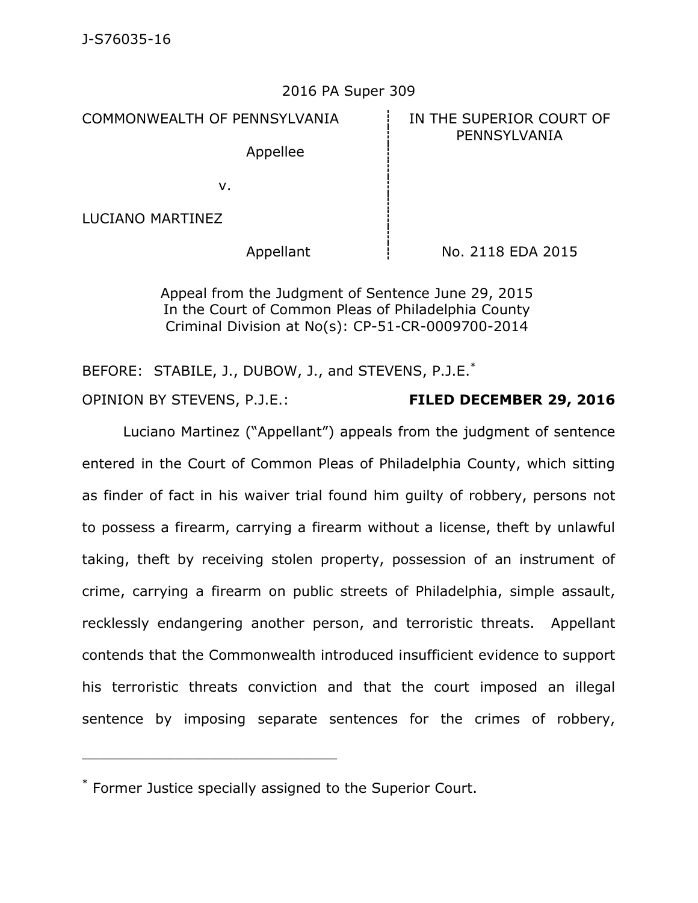J-S76035-16

2016 PA Super 309

| COMMONWEALTH OF PENNSYLVANIA | IN THE SUPERIOR COURT OF PENNSYLVANIA |
|---|---|
| Appellee | |
| v. | |
| LUCIANO MARTINEZ | |
| Appellant | No. 2118 EDA 2015 |

Appeal from the Judgment of Sentence June 29, 2015
In the Court of Common Pleas of Philadelphia County
Criminal Division at No(s): CP-51-CR-0009700-2014

BEFORE: STABILE, J., DUBOW, J., and STEVENS, P.J.E.*

OPINION BY STEVENS, P.J.E.: **FILED DECEMBER 29, 2016**

Luciano Martinez ("Appellant") appeals from the judgment of sentence entered in the Court of Common Pleas of Philadelphia County, which sitting as finder of fact in his waiver trial found him guilty of robbery, persons not to possess a firearm, carrying a firearm without a license, theft by unlawful taking, theft by receiving stolen property, possession of an instrument of crime, carrying a firearm on public streets of Philadelphia, simple assault, recklessly endangering another person, and terroristic threats. Appellant contends that the Commonwealth introduced insufficient evidence to support his terroristic threats conviction and that the court imposed an illegal sentence by imposing separate sentences for the crimes of robbery,

---

* Former Justice specially assigned to the Superior Court.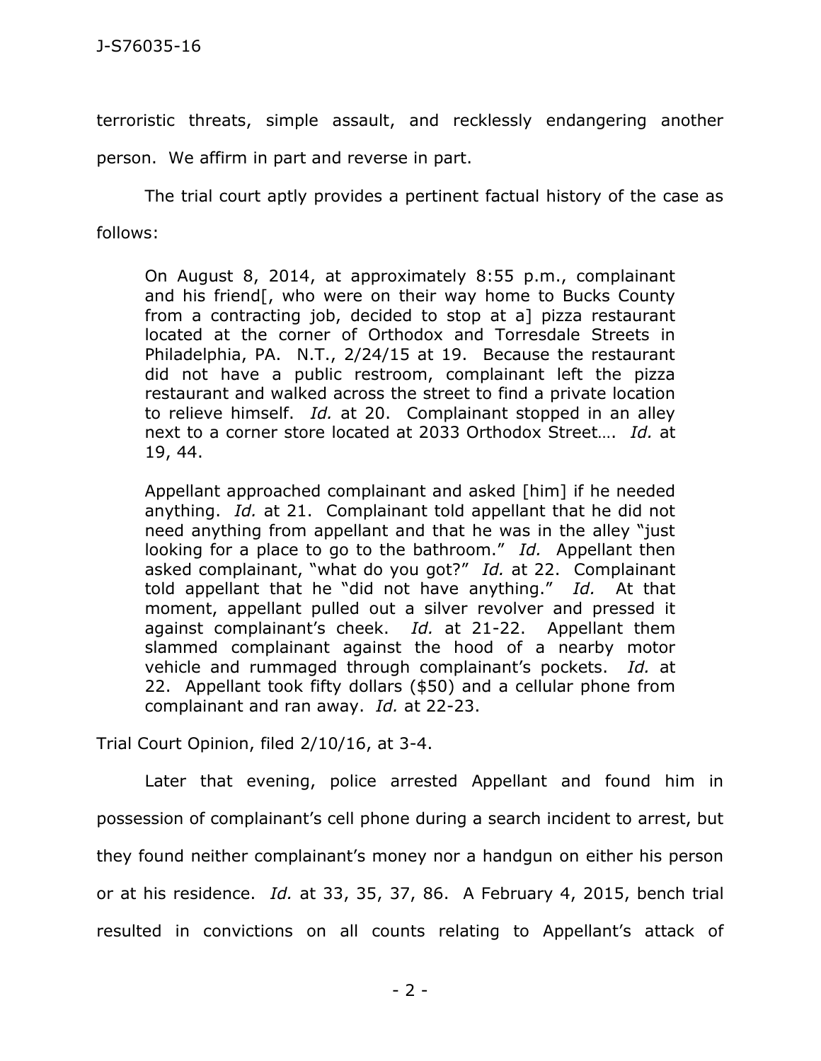terroristic threats, simple assault, and recklessly endangering another person. We affirm in part and reverse in part.

The trial court aptly provides a pertinent factual history of the case as follows:

> On August 8, 2014, at approximately 8:55 p.m., complainant and his friend[, who were on their way home to Bucks County from a contracting job, decided to stop at a] pizza restaurant located at the corner of Orthodox and Torresdale Streets in Philadelphia, PA. N.T., 2/24/15 at 19. Because the restaurant did not have a public restroom, complainant left the pizza restaurant and walked across the street to find a private location to relieve himself. *Id.* at 20. Complainant stopped in an alley next to a corner store located at 2033 Orthodox Street…. *Id.* at 19, 44.
>
> Appellant approached complainant and asked [him] if he needed anything. *Id.* at 21. Complainant told appellant that he did not need anything from appellant and that he was in the alley "just looking for a place to go to the bathroom." *Id.* Appellant then asked complainant, "what do you got?" *Id.* at 22. Complainant told appellant that he "did not have anything." *Id.* At that moment, appellant pulled out a silver revolver and pressed it against complainant's cheek. *Id.* at 21-22. Appellant them slammed complainant against the hood of a nearby motor vehicle and rummaged through complainant's pockets. *Id.* at 22. Appellant took fifty dollars ($50) and a cellular phone from complainant and ran away. *Id.* at 22-23.

Trial Court Opinion, filed 2/10/16, at 3-4.

Later that evening, police arrested Appellant and found him in possession of complainant's cell phone during a search incident to arrest, but they found neither complainant's money nor a handgun on either his person or at his residence. *Id.* at 33, 35, 37, 86. A February 4, 2015, bench trial resulted in convictions on all counts relating to Appellant's attack of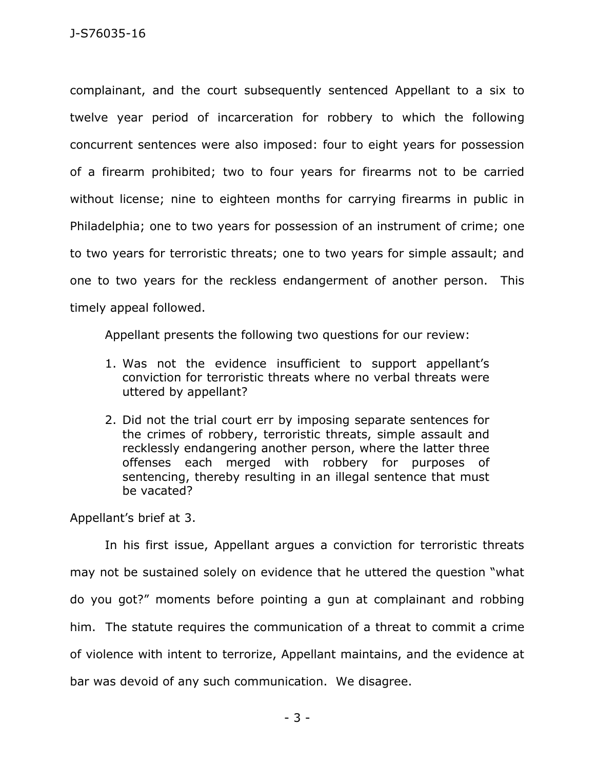complainant, and the court subsequently sentenced Appellant to a six to twelve year period of incarceration for robbery to which the following concurrent sentences were also imposed: four to eight years for possession of a firearm prohibited; two to four years for firearms not to be carried without license; nine to eighteen months for carrying firearms in public in Philadelphia; one to two years for possession of an instrument of crime; one to two years for terroristic threats; one to two years for simple assault; and one to two years for the reckless endangerment of another person. This timely appeal followed.

Appellant presents the following two questions for our review:

> 1. Was not the evidence insufficient to support appellant's conviction for terroristic threats where no verbal threats were uttered by appellant?
>
> 2. Did not the trial court err by imposing separate sentences for the crimes of robbery, terroristic threats, simple assault and recklessly endangering another person, where the latter three offenses each merged with robbery for purposes of sentencing, thereby resulting in an illegal sentence that must be vacated?

Appellant's brief at 3.

In his first issue, Appellant argues a conviction for terroristic threats may not be sustained solely on evidence that he uttered the question "what do you got?" moments before pointing a gun at complainant and robbing him. The statute requires the communication of a threat to commit a crime of violence with intent to terrorize, Appellant maintains, and the evidence at bar was devoid of any such communication. We disagree.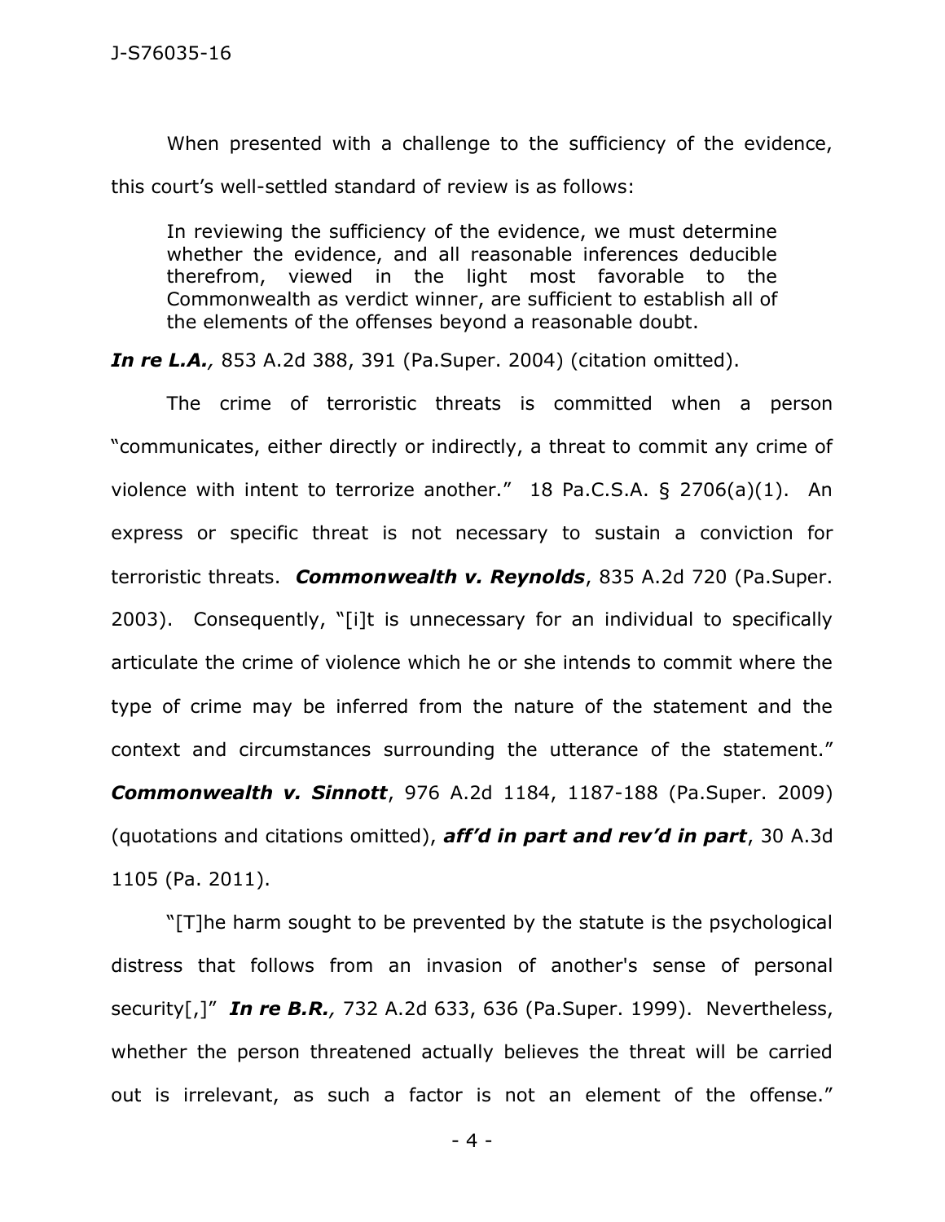When presented with a challenge to the sufficiency of the evidence, this court's well-settled standard of review is as follows:

> In reviewing the sufficiency of the evidence, we must determine whether the evidence, and all reasonable inferences deducible therefrom, viewed in the light most favorable to the Commonwealth as verdict winner, are sufficient to establish all of the elements of the offenses beyond a reasonable doubt.

***In re L.A.**,* 853 A.2d 388, 391 (Pa.Super. 2004) (citation omitted).

The crime of terroristic threats is committed when a person "communicates, either directly or indirectly, a threat to commit any crime of violence with intent to terrorize another." 18 Pa.C.S.A. § 2706(a)(1). An express or specific threat is not necessary to sustain a conviction for terroristic threats. ***Commonwealth v. Reynolds***, 835 A.2d 720 (Pa.Super. 2003). Consequently, "[i]t is unnecessary for an individual to specifically articulate the crime of violence which he or she intends to commit where the type of crime may be inferred from the nature of the statement and the context and circumstances surrounding the utterance of the statement." ***Commonwealth v. Sinnott***, 976 A.2d 1184, 1187-188 (Pa.Super. 2009) (quotations and citations omitted), ***aff'd in part and rev'd in part***, 30 A.3d 1105 (Pa. 2011).

"[T]he harm sought to be prevented by the statute is the psychological distress that follows from an invasion of another's sense of personal security[,]" ***In re B.R.**,* 732 A.2d 633, 636 (Pa.Super. 1999). Nevertheless, whether the person threatened actually believes the threat will be carried out is irrelevant, as such a factor is not an element of the offense."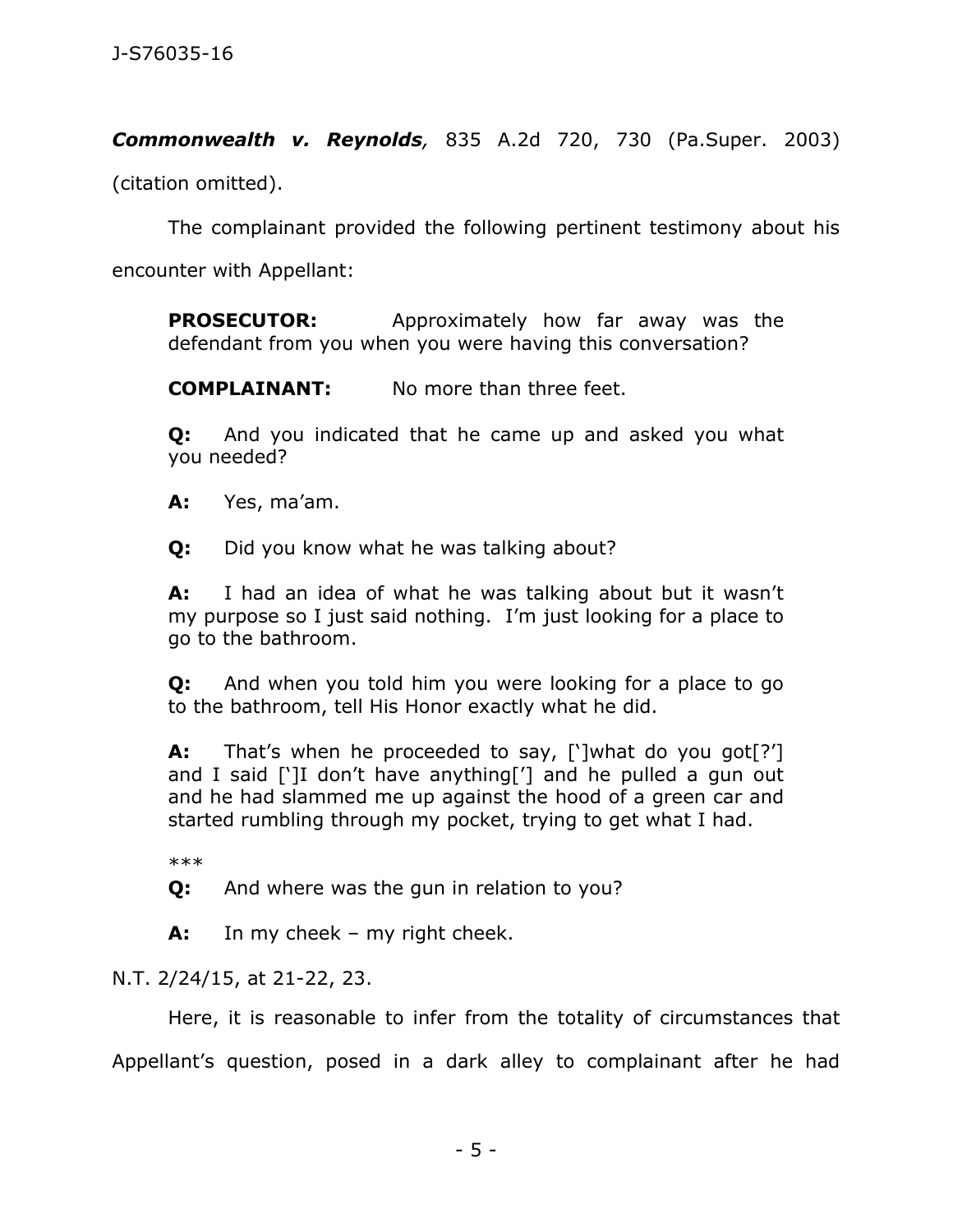***Commonwealth v. Reynolds***, 835 A.2d 720, 730 (Pa.Super. 2003) (citation omitted).

The complainant provided the following pertinent testimony about his encounter with Appellant:

> **PROSECUTOR:** Approximately how far away was the defendant from you when you were having this conversation?
>
> **COMPLAINANT:** No more than three feet.
>
> **Q:** And you indicated that he came up and asked you what you needed?
>
> **A:** Yes, ma'am.
>
> **Q:** Did you know what he was talking about?
>
> **A:** I had an idea of what he was talking about but it wasn't my purpose so I just said nothing. I'm just looking for a place to go to the bathroom.
>
> **Q:** And when you told him you were looking for a place to go to the bathroom, tell His Honor exactly what he did.
>
> **A:** That's when he proceeded to say, [']what do you got[?'] and I said [']I don't have anything['] and he pulled a gun out and he had slammed me up against the hood of a green car and started rumbling through my pocket, trying to get what I had.
>
> \*\*\*
>
> **Q:** And where was the gun in relation to you?
>
> **A:** In my cheek – my right cheek.

N.T. 2/24/15, at 21-22, 23.

Here, it is reasonable to infer from the totality of circumstances that Appellant's question, posed in a dark alley to complainant after he had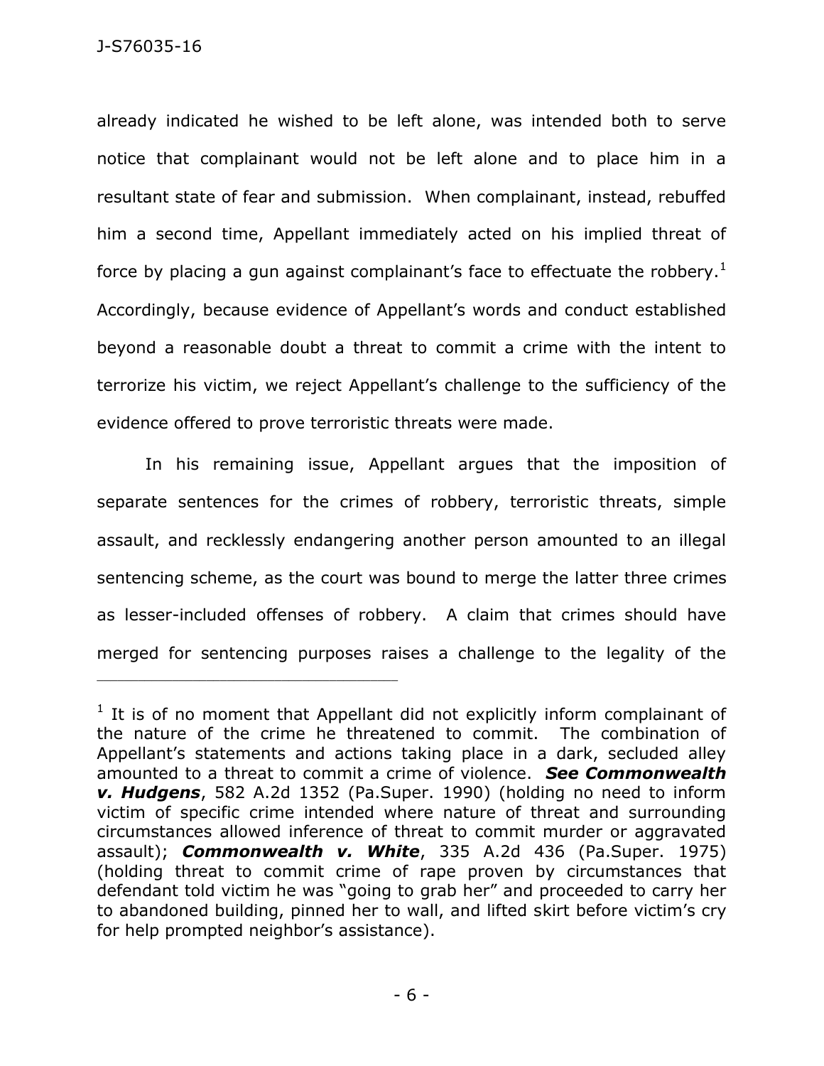already indicated he wished to be left alone, was intended both to serve notice that complainant would not be left alone and to place him in a resultant state of fear and submission. When complainant, instead, rebuffed him a second time, Appellant immediately acted on his implied threat of force by placing a gun against complainant's face to effectuate the robbery.[1] Accordingly, because evidence of Appellant's words and conduct established beyond a reasonable doubt a threat to commit a crime with the intent to terrorize his victim, we reject Appellant's challenge to the sufficiency of the evidence offered to prove terroristic threats were made.

In his remaining issue, Appellant argues that the imposition of separate sentences for the crimes of robbery, terroristic threats, simple assault, and recklessly endangering another person amounted to an illegal sentencing scheme, as the court was bound to merge the latter three crimes as lesser-included offenses of robbery. A claim that crimes should have merged for sentencing purposes raises a challenge to the legality of the

---

[1] It is of no moment that Appellant did not explicitly inform complainant of the nature of the crime he threatened to commit. The combination of Appellant's statements and actions taking place in a dark, secluded alley amounted to a threat to commit a crime of violence. ***See Commonwealth v. Hudgens***, 582 A.2d 1352 (Pa.Super. 1990) (holding no need to inform victim of specific crime intended where nature of threat and surrounding circumstances allowed inference of threat to commit murder or aggravated assault); ***Commonwealth v. White***, 335 A.2d 436 (Pa.Super. 1975) (holding threat to commit crime of rape proven by circumstances that defendant told victim he was "going to grab her" and proceeded to carry her to abandoned building, pinned her to wall, and lifted skirt before victim's cry for help prompted neighbor's assistance).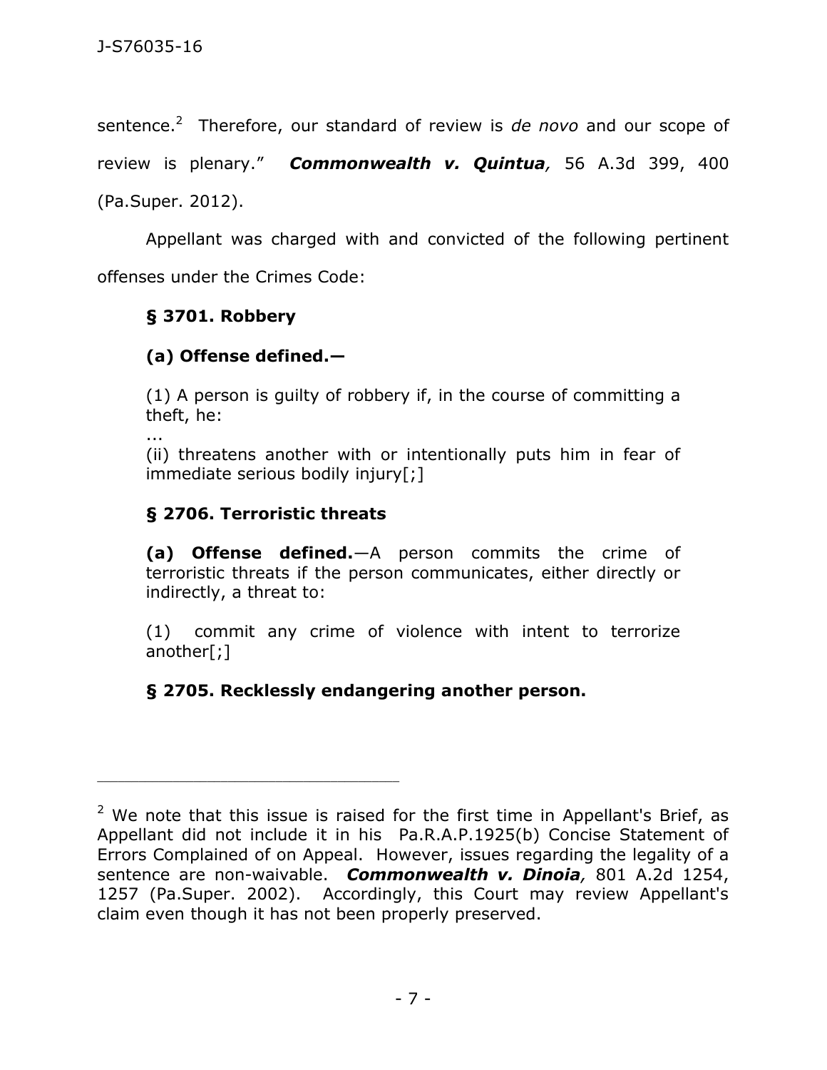sentence.[2] Therefore, our standard of review is *de novo* and our scope of review is plenary." ***Commonwealth v. Quintua,*** 56 A.3d 399, 400 (Pa.Super. 2012).

Appellant was charged with and convicted of the following pertinent offenses under the Crimes Code:

> **§ 3701. Robbery**
>
> **(a) Offense defined.—**
>
> (1) A person is guilty of robbery if, in the course of committing a theft, he:
>
> ...
>
> (ii) threatens another with or intentionally puts him in fear of immediate serious bodily injury[;]
>
> **§ 2706. Terroristic threats**
>
> **(a) Offense defined.**—A person commits the crime of terroristic threats if the person communicates, either directly or indirectly, a threat to:
>
> (1) commit any crime of violence with intent to terrorize another[;]
>
> **§ 2705. Recklessly endangering another person.**

---

[2] We note that this issue is raised for the first time in Appellant's Brief, as Appellant did not include it in his Pa.R.A.P.1925(b) Concise Statement of Errors Complained of on Appeal. However, issues regarding the legality of a sentence are non-waivable. ***Commonwealth v. Dinoia,*** 801 A.2d 1254, 1257 (Pa.Super. 2002). Accordingly, this Court may review Appellant's claim even though it has not been properly preserved.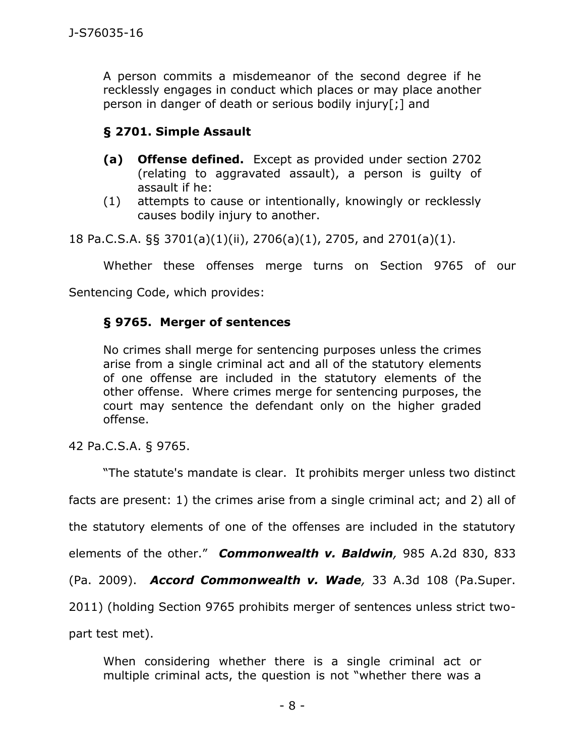A person commits a misdemeanor of the second degree if he recklessly engages in conduct which places or may place another person in danger of death or serious bodily injury[;] and

> **§ 2701. Simple Assault**
>
> **(a) Offense defined.** Except as provided under section 2702 (relating to aggravated assault), a person is guilty of assault if he:
>
> (1) attempts to cause or intentionally, knowingly or recklessly causes bodily injury to another.

18 Pa.C.S.A. §§ 3701(a)(1)(ii), 2706(a)(1), 2705, and 2701(a)(1).

Whether these offenses merge turns on Section 9765 of our Sentencing Code, which provides:

> **§ 9765. Merger of sentences**
>
> No crimes shall merge for sentencing purposes unless the crimes arise from a single criminal act and all of the statutory elements of one offense are included in the statutory elements of the other offense. Where crimes merge for sentencing purposes, the court may sentence the defendant only on the higher graded offense.

42 Pa.C.S.A. § 9765.

"The statute's mandate is clear. It prohibits merger unless two distinct facts are present: 1) the crimes arise from a single criminal act; and 2) all of the statutory elements of one of the offenses are included in the statutory elements of the other." ***Commonwealth v. Baldwin****,* 985 A.2d 830, 833 (Pa. 2009). ***Accord Commonwealth v. Wade****,* 33 A.3d 108 (Pa.Super. 2011) (holding Section 9765 prohibits merger of sentences unless strict two-part test met).

> When considering whether there is a single criminal act or multiple criminal acts, the question is not "whether there was a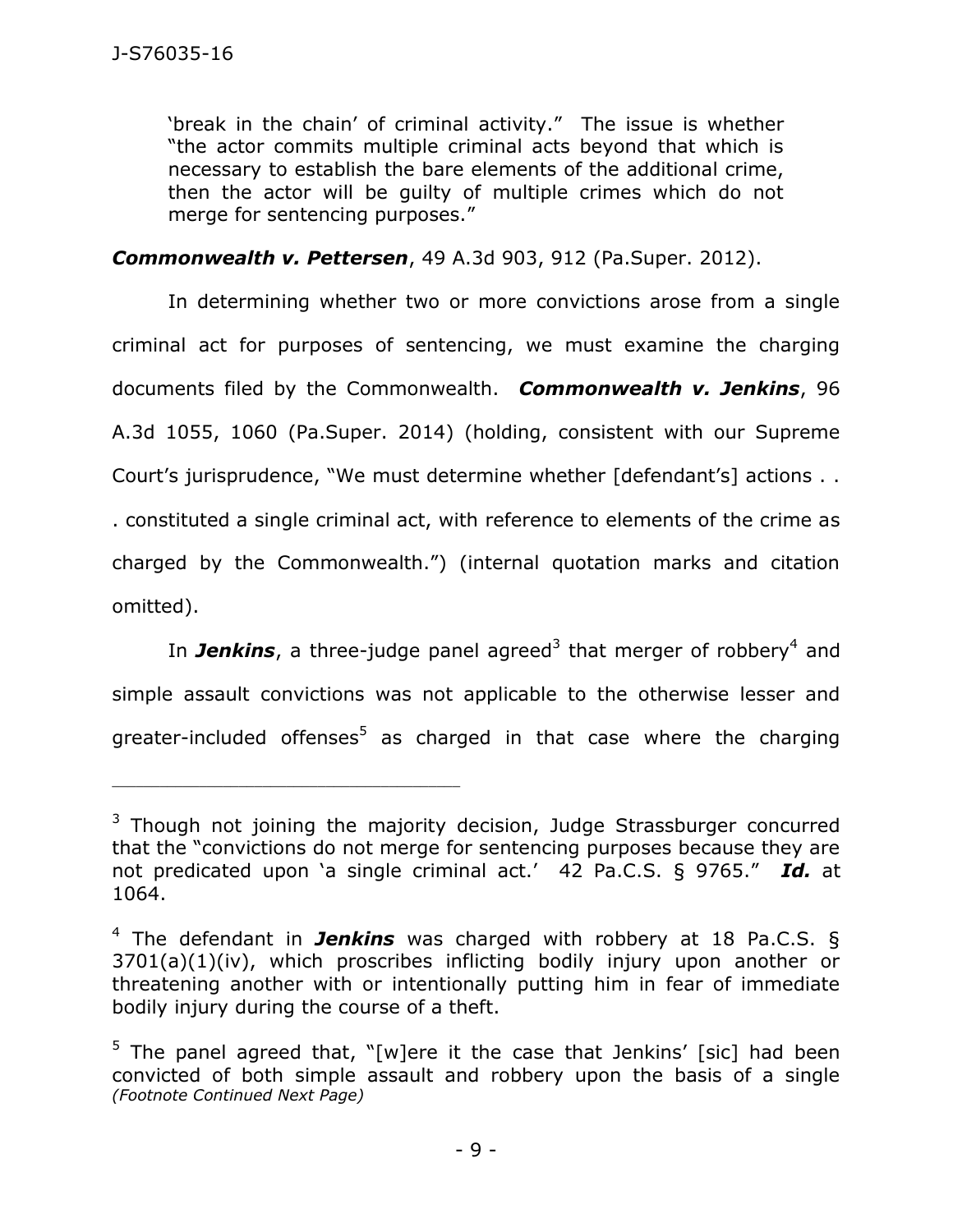'break in the chain' of criminal activity." The issue is whether "the actor commits multiple criminal acts beyond that which is necessary to establish the bare elements of the additional crime, then the actor will be guilty of multiple crimes which do not merge for sentencing purposes."

***Commonwealth v. Pettersen***, 49 A.3d 903, 912 (Pa.Super. 2012).

In determining whether two or more convictions arose from a single criminal act for purposes of sentencing, we must examine the charging documents filed by the Commonwealth. ***Commonwealth v. Jenkins***, 96 A.3d 1055, 1060 (Pa.Super. 2014) (holding, consistent with our Supreme Court's jurisprudence, "We must determine whether [defendant's] actions . . . constituted a single criminal act, with reference to elements of the crime as charged by the Commonwealth.") (internal quotation marks and citation omitted).

In ***Jenkins***, a three-judge panel agreed[3] that merger of robbery[4] and simple assault convictions was not applicable to the otherwise lesser and greater-included offenses[5] as charged in that case where the charging

---

[3] Though not joining the majority decision, Judge Strassburger concurred that the "convictions do not merge for sentencing purposes because they are not predicated upon 'a single criminal act.' 42 Pa.C.S. § 9765." ***Id.*** at 1064.

[4] The defendant in ***Jenkins*** was charged with robbery at 18 Pa.C.S. § 3701(a)(1)(iv), which proscribes inflicting bodily injury upon another or threatening another with or intentionally putting him in fear of immediate bodily injury during the course of a theft.

[5] The panel agreed that, "[w]ere it the case that Jenkins' [sic] had been convicted of both simple assault and robbery upon the basis of a single
*(Footnote Continued Next Page)*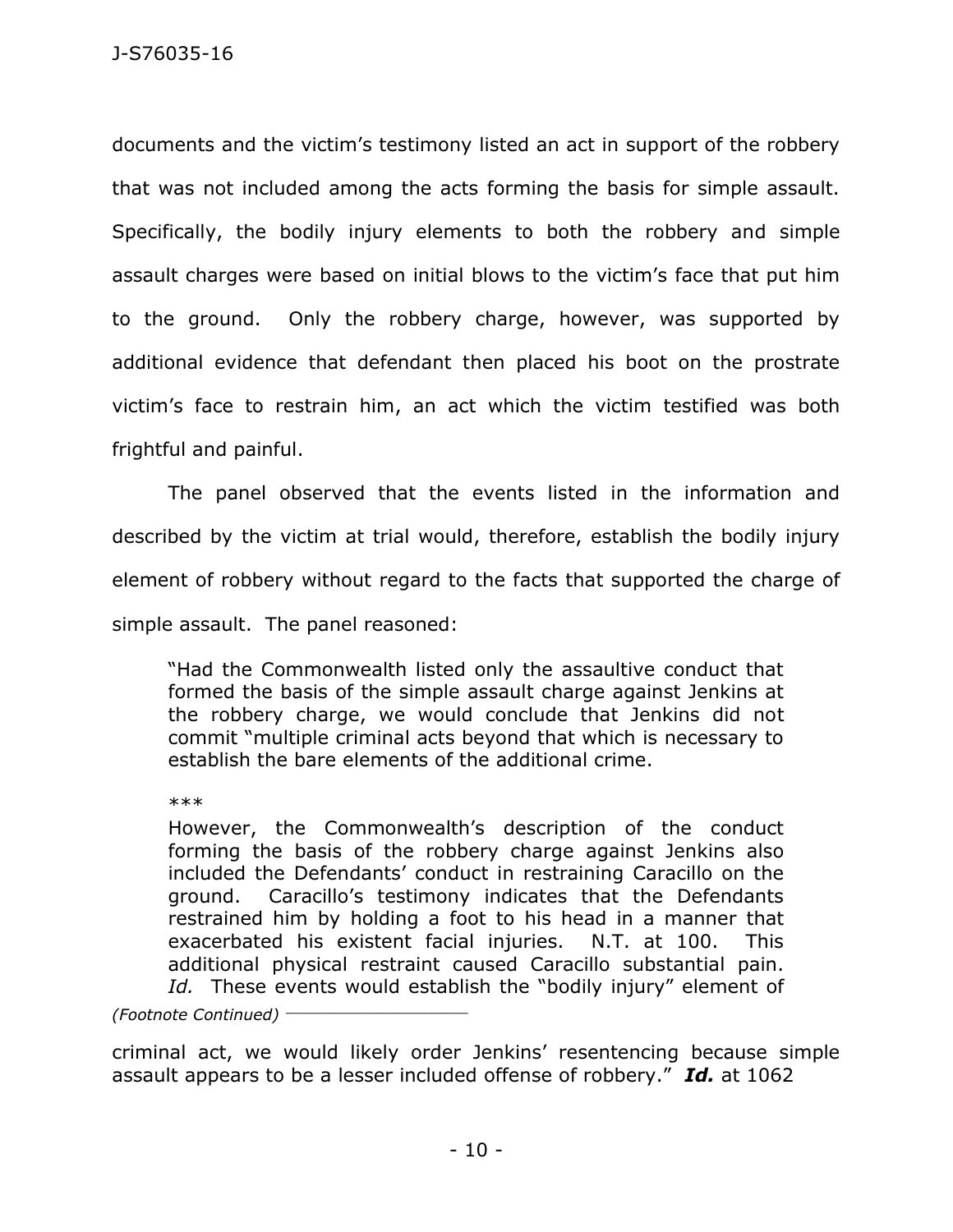documents and the victim's testimony listed an act in support of the robbery that was not included among the acts forming the basis for simple assault. Specifically, the bodily injury elements to both the robbery and simple assault charges were based on initial blows to the victim's face that put him to the ground. Only the robbery charge, however, was supported by additional evidence that defendant then placed his boot on the prostrate victim's face to restrain him, an act which the victim testified was both frightful and painful.

The panel observed that the events listed in the information and described by the victim at trial would, therefore, establish the bodily injury element of robbery without regard to the facts that supported the charge of simple assault. The panel reasoned:

> "Had the Commonwealth listed only the assaultive conduct that formed the basis of the simple assault charge against Jenkins at the robbery charge, we would conclude that Jenkins did not commit "multiple criminal acts beyond that which is necessary to establish the bare elements of the additional crime.
>
> \*\*\*
>
> However, the Commonwealth's description of the conduct forming the basis of the robbery charge against Jenkins also included the Defendants' conduct in restraining Caracillo on the ground. Caracillo's testimony indicates that the Defendants restrained him by holding a foot to his head in a manner that exacerbated his existent facial injuries. N.T. at 100. This additional physical restraint caused Caracillo substantial pain. *Id.* These events would establish the "bodily injury" element of

*(Footnote Continued)*

criminal act, we would likely order Jenkins' resentencing because simple assault appears to be a lesser included offense of robbery." ***Id.*** at 1062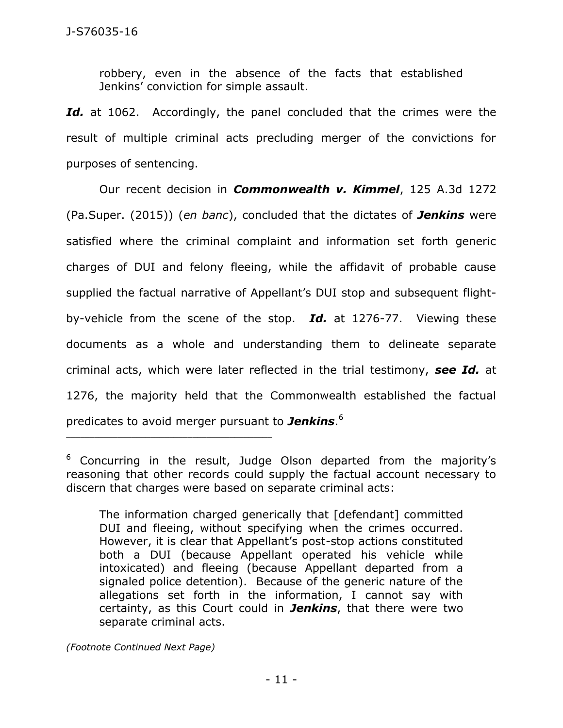robbery, even in the absence of the facts that established Jenkins' conviction for simple assault.

***Id.*** at 1062. Accordingly, the panel concluded that the crimes were the result of multiple criminal acts precluding merger of the convictions for purposes of sentencing.

Our recent decision in ***Commonwealth v. Kimmel***, 125 A.3d 1272 (Pa.Super. (2015)) (*en banc*), concluded that the dictates of ***Jenkins*** were satisfied where the criminal complaint and information set forth generic charges of DUI and felony fleeing, while the affidavit of probable cause supplied the factual narrative of Appellant's DUI stop and subsequent flight-by-vehicle from the scene of the stop. ***Id.*** at 1276-77. Viewing these documents as a whole and understanding them to delineate separate criminal acts, which were later reflected in the trial testimony, ***see Id.*** at 1276, the majority held that the Commonwealth established the factual predicates to avoid merger pursuant to ***Jenkins***.[6]

---

[6] Concurring in the result, Judge Olson departed from the majority's reasoning that other records could supply the factual account necessary to discern that charges were based on separate criminal acts:

> The information charged generically that [defendant] committed DUI and fleeing, without specifying when the crimes occurred. However, it is clear that Appellant's post-stop actions constituted both a DUI (because Appellant operated his vehicle while intoxicated) and fleeing (because Appellant departed from a signaled police detention). Because of the generic nature of the allegations set forth in the information, I cannot say with certainty, as this Court could in ***Jenkins***, that there were two separate criminal acts.

*(Footnote Continued Next Page)*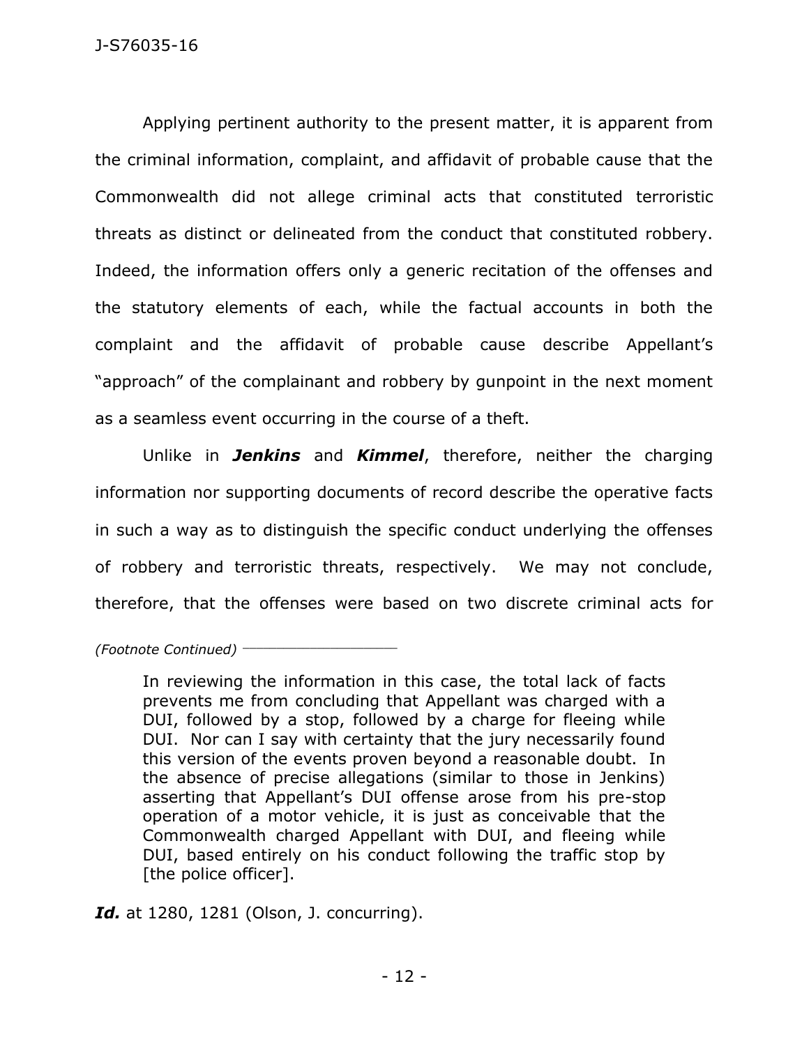Applying pertinent authority to the present matter, it is apparent from the criminal information, complaint, and affidavit of probable cause that the Commonwealth did not allege criminal acts that constituted terroristic threats as distinct or delineated from the conduct that constituted robbery. Indeed, the information offers only a generic recitation of the offenses and the statutory elements of each, while the factual accounts in both the complaint and the affidavit of probable cause describe Appellant's "approach" of the complainant and robbery by gunpoint in the next moment as a seamless event occurring in the course of a theft.

Unlike in ***Jenkins*** and ***Kimmel***, therefore, neither the charging information nor supporting documents of record describe the operative facts in such a way as to distinguish the specific conduct underlying the offenses of robbery and terroristic threats, respectively. We may not conclude, therefore, that the offenses were based on two discrete criminal acts for

*(Footnote Continued)*

> In reviewing the information in this case, the total lack of facts prevents me from concluding that Appellant was charged with a DUI, followed by a stop, followed by a charge for fleeing while DUI. Nor can I say with certainty that the jury necessarily found this version of the events proven beyond a reasonable doubt. In the absence of precise allegations (similar to those in Jenkins) asserting that Appellant's DUI offense arose from his pre-stop operation of a motor vehicle, it is just as conceivable that the Commonwealth charged Appellant with DUI, and fleeing while DUI, based entirely on his conduct following the traffic stop by [the police officer].

***Id.*** at 1280, 1281 (Olson, J. concurring).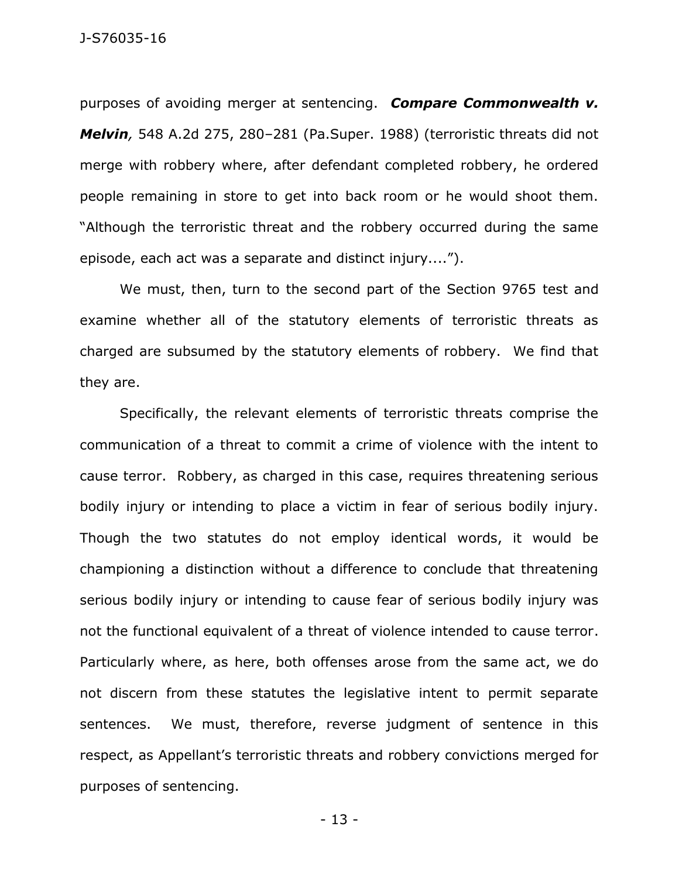purposes of avoiding merger at sentencing. ***Compare Commonwealth v. Melvin**,* 548 A.2d 275, 280–281 (Pa.Super. 1988) (terroristic threats did not merge with robbery where, after defendant completed robbery, he ordered people remaining in store to get into back room or he would shoot them. "Although the terroristic threat and the robbery occurred during the same episode, each act was a separate and distinct injury....").

We must, then, turn to the second part of the Section 9765 test and examine whether all of the statutory elements of terroristic threats as charged are subsumed by the statutory elements of robbery. We find that they are.

Specifically, the relevant elements of terroristic threats comprise the communication of a threat to commit a crime of violence with the intent to cause terror. Robbery, as charged in this case, requires threatening serious bodily injury or intending to place a victim in fear of serious bodily injury. Though the two statutes do not employ identical words, it would be championing a distinction without a difference to conclude that threatening serious bodily injury or intending to cause fear of serious bodily injury was not the functional equivalent of a threat of violence intended to cause terror. Particularly where, as here, both offenses arose from the same act, we do not discern from these statutes the legislative intent to permit separate sentences. We must, therefore, reverse judgment of sentence in this respect, as Appellant's terroristic threats and robbery convictions merged for purposes of sentencing.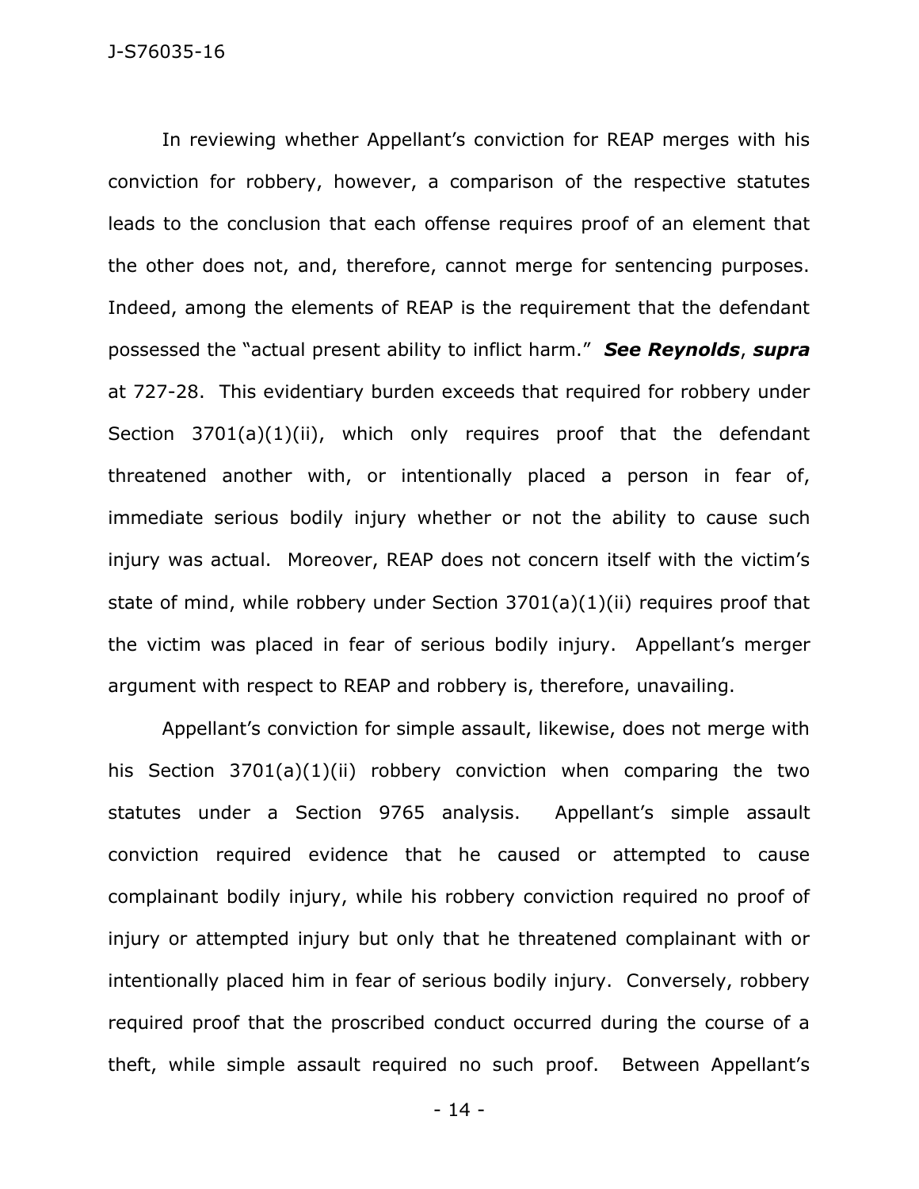In reviewing whether Appellant's conviction for REAP merges with his conviction for robbery, however, a comparison of the respective statutes leads to the conclusion that each offense requires proof of an element that the other does not, and, therefore, cannot merge for sentencing purposes. Indeed, among the elements of REAP is the requirement that the defendant possessed the "actual present ability to inflict harm." ***See Reynolds***, ***supra*** at 727-28. This evidentiary burden exceeds that required for robbery under Section 3701(a)(1)(ii), which only requires proof that the defendant threatened another with, or intentionally placed a person in fear of, immediate serious bodily injury whether or not the ability to cause such injury was actual. Moreover, REAP does not concern itself with the victim's state of mind, while robbery under Section 3701(a)(1)(ii) requires proof that the victim was placed in fear of serious bodily injury. Appellant's merger argument with respect to REAP and robbery is, therefore, unavailing.

Appellant's conviction for simple assault, likewise, does not merge with his Section 3701(a)(1)(ii) robbery conviction when comparing the two statutes under a Section 9765 analysis. Appellant's simple assault conviction required evidence that he caused or attempted to cause complainant bodily injury, while his robbery conviction required no proof of injury or attempted injury but only that he threatened complainant with or intentionally placed him in fear of serious bodily injury. Conversely, robbery required proof that the proscribed conduct occurred during the course of a theft, while simple assault required no such proof. Between Appellant's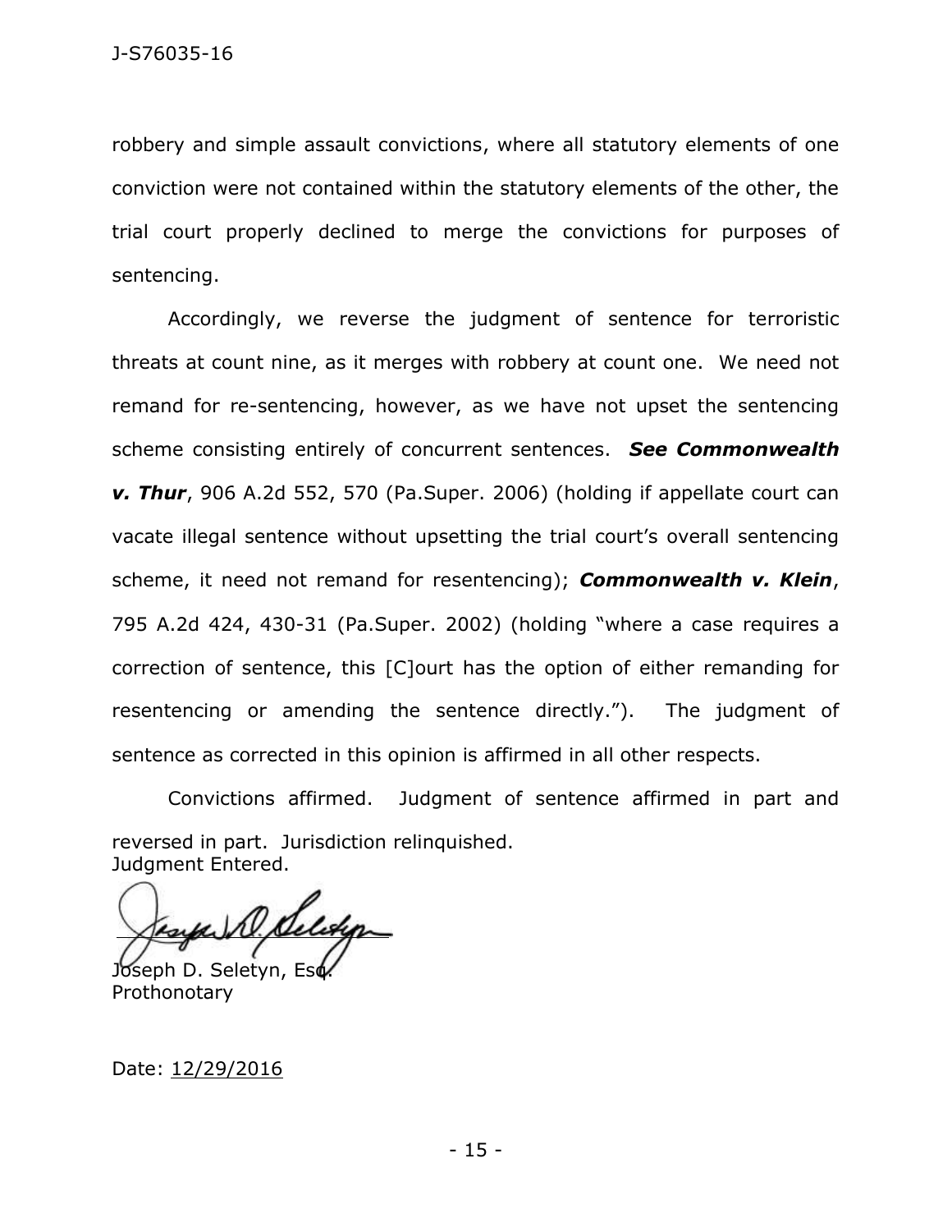robbery and simple assault convictions, where all statutory elements of one conviction were not contained within the statutory elements of the other, the trial court properly declined to merge the convictions for purposes of sentencing.

Accordingly, we reverse the judgment of sentence for terroristic threats at count nine, as it merges with robbery at count one. We need not remand for re-sentencing, however, as we have not upset the sentencing scheme consisting entirely of concurrent sentences. ***See Commonwealth v. Thur***, 906 A.2d 552, 570 (Pa.Super. 2006) (holding if appellate court can vacate illegal sentence without upsetting the trial court's overall sentencing scheme, it need not remand for resentencing); ***Commonwealth v. Klein***, 795 A.2d 424, 430-31 (Pa.Super. 2002) (holding "where a case requires a correction of sentence, this [C]ourt has the option of either remanding for resentencing or amending the sentence directly."). The judgment of sentence as corrected in this opinion is affirmed in all other respects.

Convictions affirmed. Judgment of sentence affirmed in part and reversed in part. Jurisdiction relinquished.

Judgment Entered.

Joseph D. Seletyn, Esq.
Prothonotary

Date: 12/29/2016